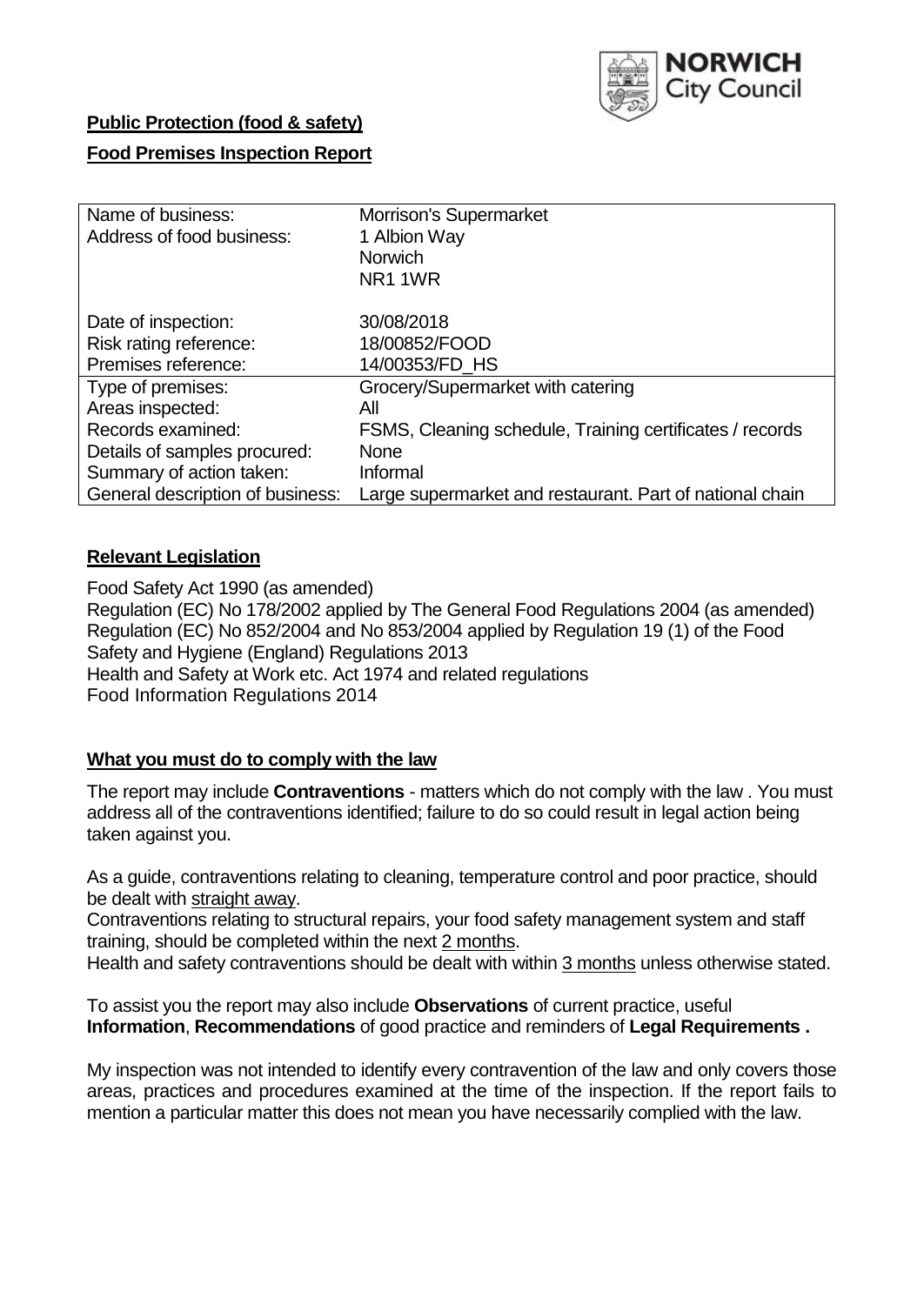**Public Protection (food & safety)**

**Food Premises Inspection Report**

| | |
|---|---|
| Name of business: | Morrison's Supermarket |
| Address of food business: | 1 Albion Way<br>Norwich<br>NR1 1WR |
| Date of inspection: | 30/08/2018 |
| Risk rating reference: | 18/00852/FOOD |
| Premises reference: | 14/00353/FD_HS |
| Type of premises: | Grocery/Supermarket with catering |
| Areas inspected: | All |
| Records examined: | FSMS, Cleaning schedule, Training certificates / records |
| Details of samples procured: | None |
| Summary of action taken: | Informal |
| General description of business: | Large supermarket and restaurant. Part of national chain |

## Relevant Legislation

Food Safety Act 1990 (as amended)
Regulation (EC) No 178/2002 applied by The General Food Regulations 2004 (as amended)
Regulation (EC) No 852/2004 and No 853/2004 applied by Regulation 19 (1) of the Food Safety and Hygiene (England) Regulations 2013
Health and Safety at Work etc. Act 1974 and related regulations
Food Information Regulations 2014

## What you must do to comply with the law

The report may include **Contraventions** - matters which do not comply with the law . You must address all of the contraventions identified; failure to do so could result in legal action being taken against you.

As a guide, contraventions relating to cleaning, temperature control and poor practice, should be dealt with straight away.
Contraventions relating to structural repairs, your food safety management system and staff training, should be completed within the next 2 months.
Health and safety contraventions should be dealt with within 3 months unless otherwise stated.

To assist you the report may also include **Observations** of current practice, useful **Information**, **Recommendations** of good practice and reminders of **Legal Requirements .**

My inspection was not intended to identify every contravention of the law and only covers those areas, practices and procedures examined at the time of the inspection. If the report fails to mention a particular matter this does not mean you have necessarily complied with the law.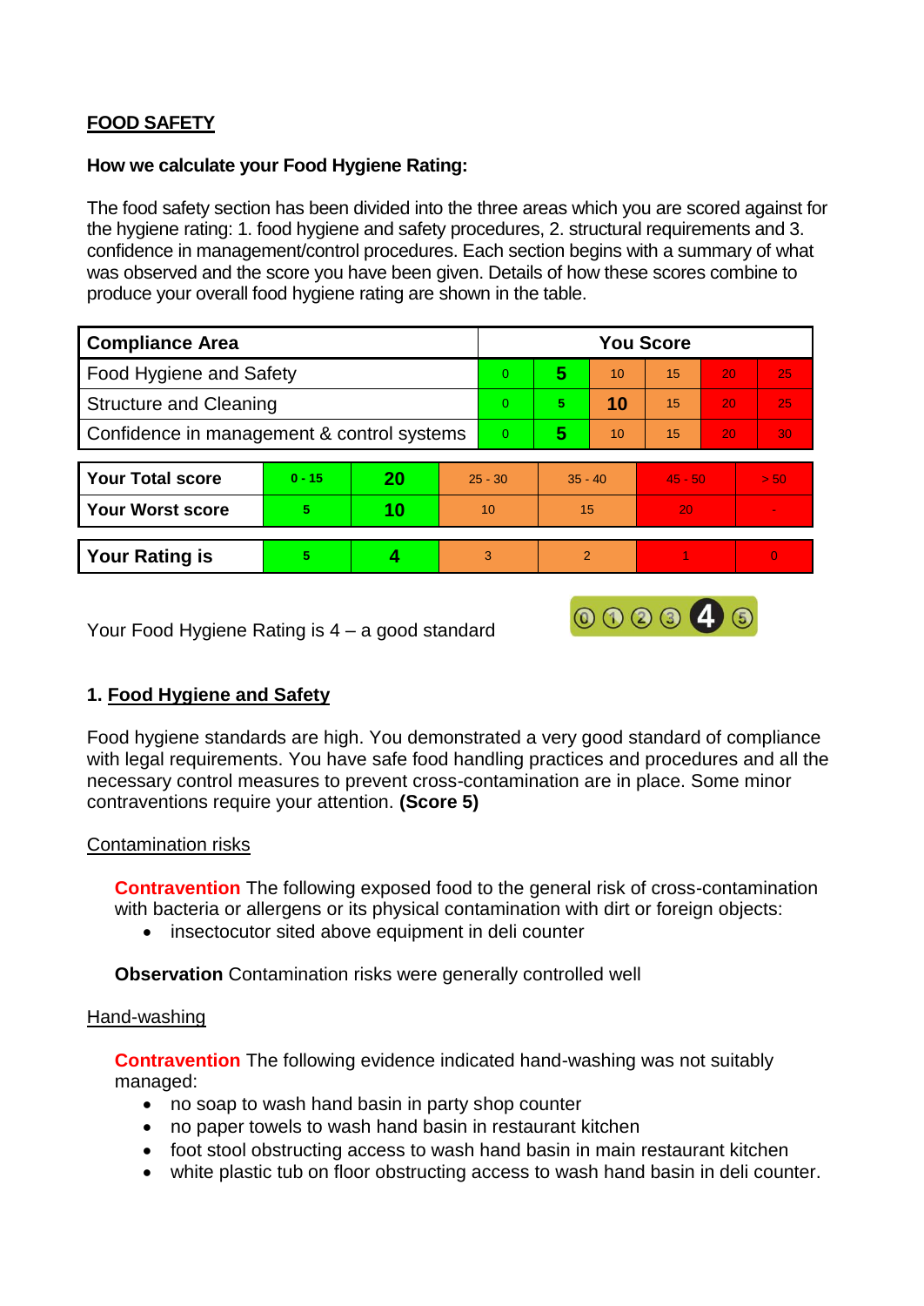**FOOD SAFETY**

**How we calculate your Food Hygiene Rating:**

The food safety section has been divided into the three areas which you are scored against for the hygiene rating: 1. food hygiene and safety procedures, 2. structural requirements and 3. confidence in management/control procedures. Each section begins with a summary of what was observed and the score you have been given. Details of how these scores combine to produce your overall food hygiene rating are shown in the table.

| Compliance Area | You Score | | | | | |
|---|---|---|---|---|---|---|
| Food Hygiene and Safety | 0 | **5** | 10 | 15 | 20 | 25 |
| Structure and Cleaning | 0 | 5 | **10** | 15 | 20 | 25 |
| Confidence in management & control systems | 0 | **5** | 10 | 15 | 20 | 30 |

| | | | | | | |
|---|---|---|---|---|---|---|
| **Your Total score** | 0 - 15 | **20** | 25 - 30 | 35 - 40 | 45 - 50 | > 50 |
| **Your Worst score** | 5 | **10** | 10 | 15 | 20 | - |

| | | | | | | |
|---|---|---|---|---|---|---|
| **Your Rating is** | 5 | **4** | 3 | 2 | 1 | 0 |

Your Food Hygiene Rating is 4 – a good standard

## 1. Food Hygiene and Safety

Food hygiene standards are high. You demonstrated a very good standard of compliance with legal requirements. You have safe food handling practices and procedures and all the necessary control measures to prevent cross-contamination are in place. Some minor contraventions require your attention. **(Score 5)**

### Contamination risks

**Contravention** The following exposed food to the general risk of cross-contamination with bacteria or allergens or its physical contamination with dirt or foreign objects:

- insectocutor sited above equipment in deli counter

**Observation** Contamination risks were generally controlled well

### Hand-washing

**Contravention** The following evidence indicated hand-washing was not suitably managed:

- no soap to wash hand basin in party shop counter
- no paper towels to wash hand basin in restaurant kitchen
- foot stool obstructing access to wash hand basin in main restaurant kitchen
- white plastic tub on floor obstructing access to wash hand basin in deli counter.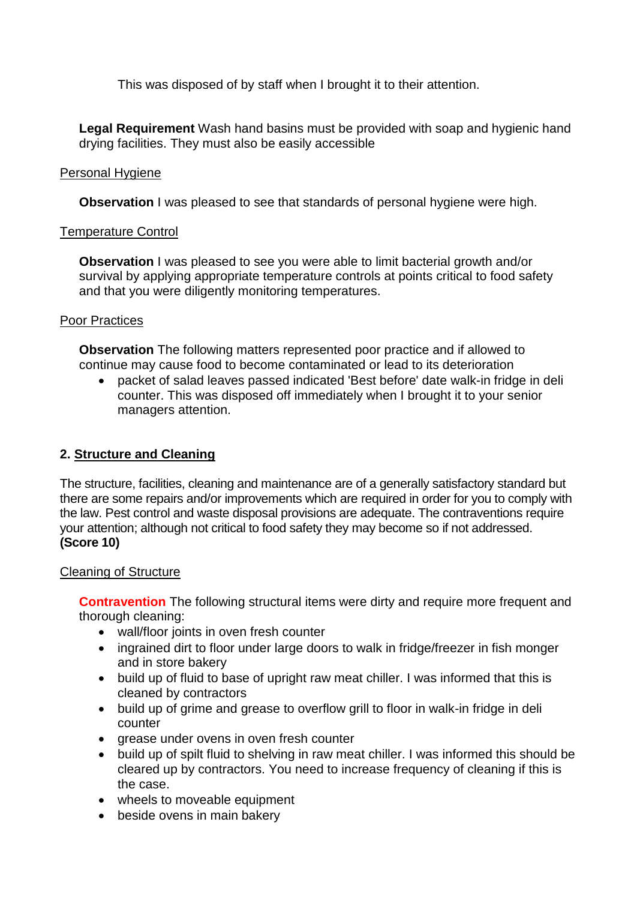This was disposed of by staff when I brought it to their attention.

**Legal Requirement** Wash hand basins must be provided with soap and hygienic hand drying facilities. They must also be easily accessible

Personal Hygiene

**Observation** I was pleased to see that standards of personal hygiene were high.

Temperature Control

**Observation** I was pleased to see you were able to limit bacterial growth and/or survival by applying appropriate temperature controls at points critical to food safety and that you were diligently monitoring temperatures.

Poor Practices

**Observation** The following matters represented poor practice and if allowed to continue may cause food to become contaminated or lead to its deterioration

- packet of salad leaves passed indicated 'Best before' date walk-in fridge in deli counter. This was disposed off immediately when I brought it to your senior managers attention.

## 2. Structure and Cleaning

The structure, facilities, cleaning and maintenance are of a generally satisfactory standard but there are some repairs and/or improvements which are required in order for you to comply with the law. Pest control and waste disposal provisions are adequate. The contraventions require your attention; although not critical to food safety they may become so if not addressed.
**(Score 10)**

Cleaning of Structure

**Contravention** The following structural items were dirty and require more frequent and thorough cleaning:

- wall/floor joints in oven fresh counter
- ingrained dirt to floor under large doors to walk in fridge/freezer in fish monger and in store bakery
- build up of fluid to base of upright raw meat chiller. I was informed that this is cleaned by contractors
- build up of grime and grease to overflow grill to floor in walk-in fridge in deli counter
- grease under ovens in oven fresh counter
- build up of spilt fluid to shelving in raw meat chiller. I was informed this should be cleared up by contractors. You need to increase frequency of cleaning if this is the case.
- wheels to moveable equipment
- beside ovens in main bakery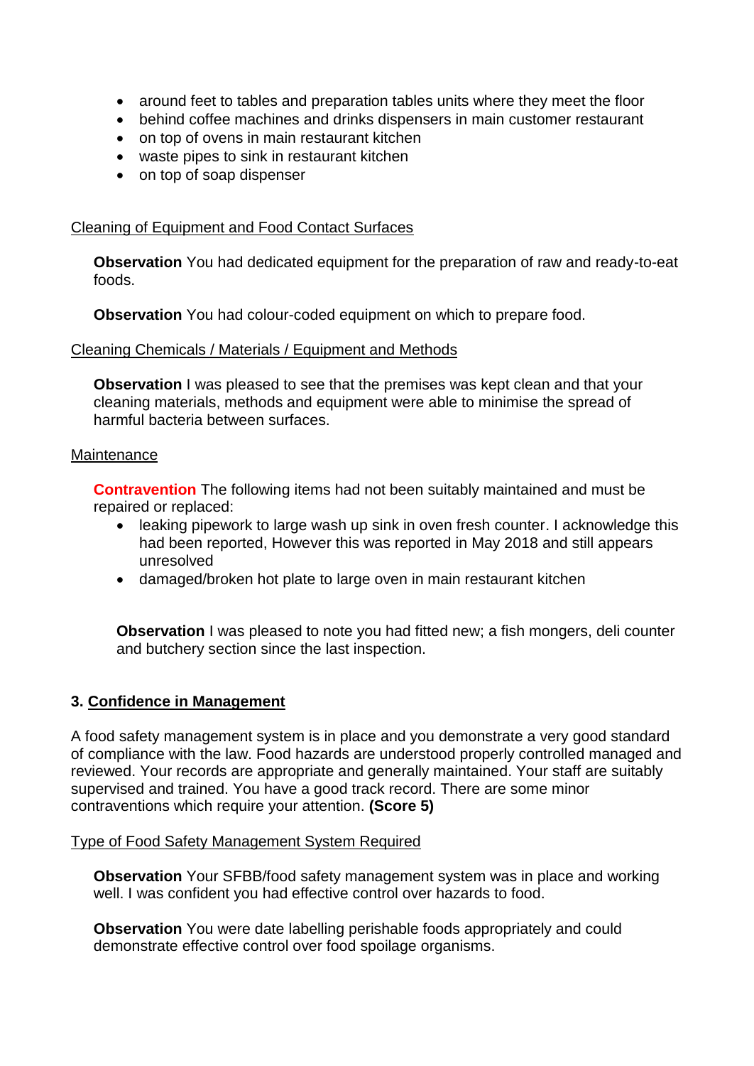- around feet to tables and preparation tables units where they meet the floor
- behind coffee machines and drinks dispensers in main customer restaurant
- on top of ovens in main restaurant kitchen
- waste pipes to sink in restaurant kitchen
- on top of soap dispenser

Cleaning of Equipment and Food Contact Surfaces

**Observation** You had dedicated equipment for the preparation of raw and ready-to-eat foods.

**Observation** You had colour-coded equipment on which to prepare food.

Cleaning Chemicals / Materials / Equipment and Methods

**Observation** I was pleased to see that the premises was kept clean and that your cleaning materials, methods and equipment were able to minimise the spread of harmful bacteria between surfaces.

Maintenance

**Contravention** The following items had not been suitably maintained and must be repaired or replaced:

- leaking pipework to large wash up sink in oven fresh counter. I acknowledge this had been reported, However this was reported in May 2018 and still appears unresolved
- damaged/broken hot plate to large oven in main restaurant kitchen

**Observation** I was pleased to note you had fitted new; a fish mongers, deli counter and butchery section since the last inspection.

## 3. Confidence in Management

A food safety management system is in place and you demonstrate a very good standard of compliance with the law. Food hazards are understood properly controlled managed and reviewed. Your records are appropriate and generally maintained. Your staff are suitably supervised and trained. You have a good track record. There are some minor contraventions which require your attention. **(Score 5)**

Type of Food Safety Management System Required

**Observation** Your SFBB/food safety management system was in place and working well. I was confident you had effective control over hazards to food.

**Observation** You were date labelling perishable foods appropriately and could demonstrate effective control over food spoilage organisms.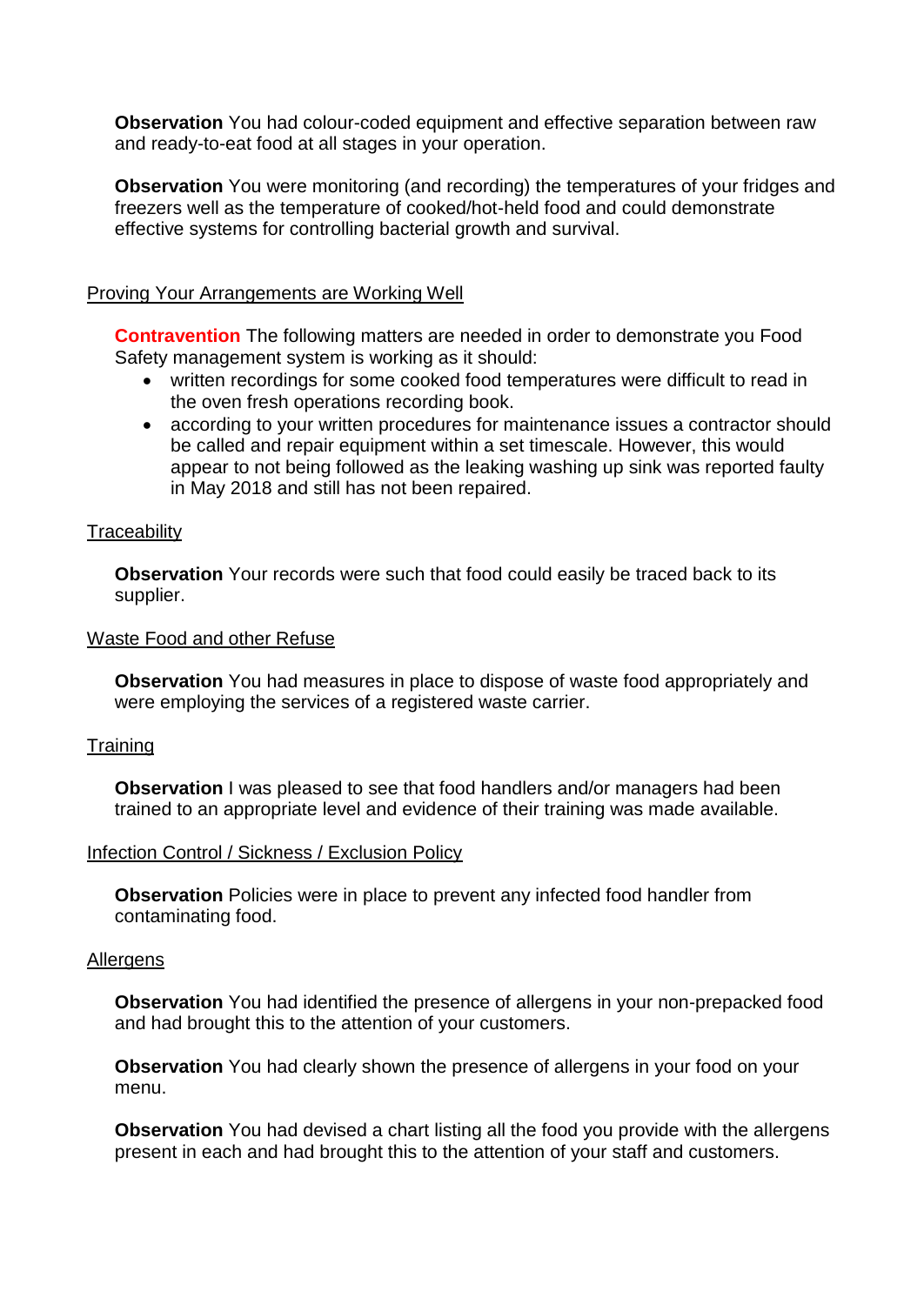**Observation** You had colour-coded equipment and effective separation between raw and ready-to-eat food at all stages in your operation.

**Observation** You were monitoring (and recording) the temperatures of your fridges and freezers well as the temperature of cooked/hot-held food and could demonstrate effective systems for controlling bacterial growth and survival.

Proving Your Arrangements are Working Well

**Contravention** The following matters are needed in order to demonstrate you Food Safety management system is working as it should:

- written recordings for some cooked food temperatures were difficult to read in the oven fresh operations recording book.
- according to your written procedures for maintenance issues a contractor should be called and repair equipment within a set timescale. However, this would appear to not being followed as the leaking washing up sink was reported faulty in May 2018 and still has not been repaired.

Traceability

**Observation** Your records were such that food could easily be traced back to its supplier.

Waste Food and other Refuse

**Observation** You had measures in place to dispose of waste food appropriately and were employing the services of a registered waste carrier.

Training

**Observation** I was pleased to see that food handlers and/or managers had been trained to an appropriate level and evidence of their training was made available.

Infection Control / Sickness / Exclusion Policy

**Observation** Policies were in place to prevent any infected food handler from contaminating food.

Allergens

**Observation** You had identified the presence of allergens in your non-prepacked food and had brought this to the attention of your customers.

**Observation** You had clearly shown the presence of allergens in your food on your menu.

**Observation** You had devised a chart listing all the food you provide with the allergens present in each and had brought this to the attention of your staff and customers.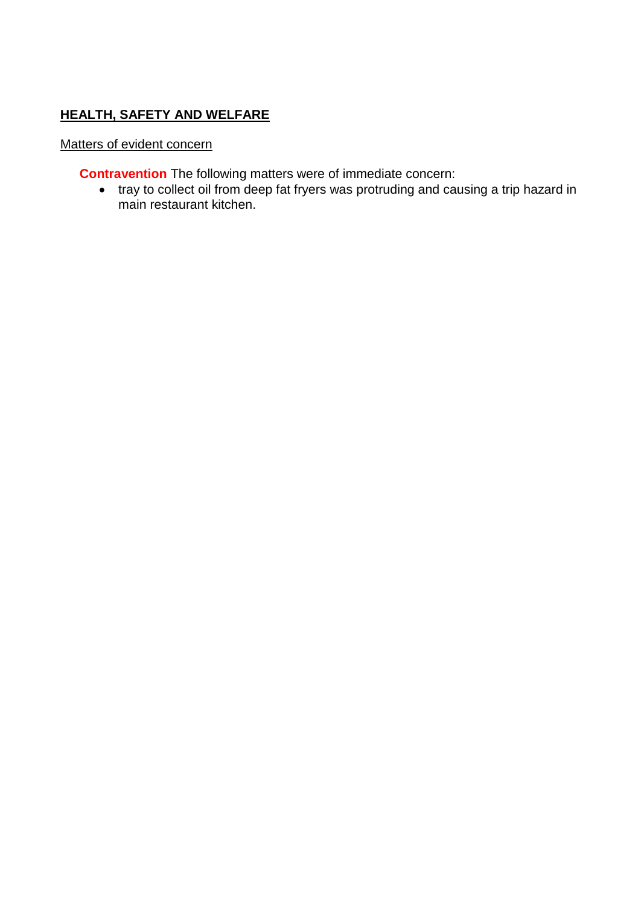## HEALTH, SAFETY AND WELFARE

Matters of evident concern

**Contravention** The following matters were of immediate concern:

- tray to collect oil from deep fat fryers was protruding and causing a trip hazard in main restaurant kitchen.